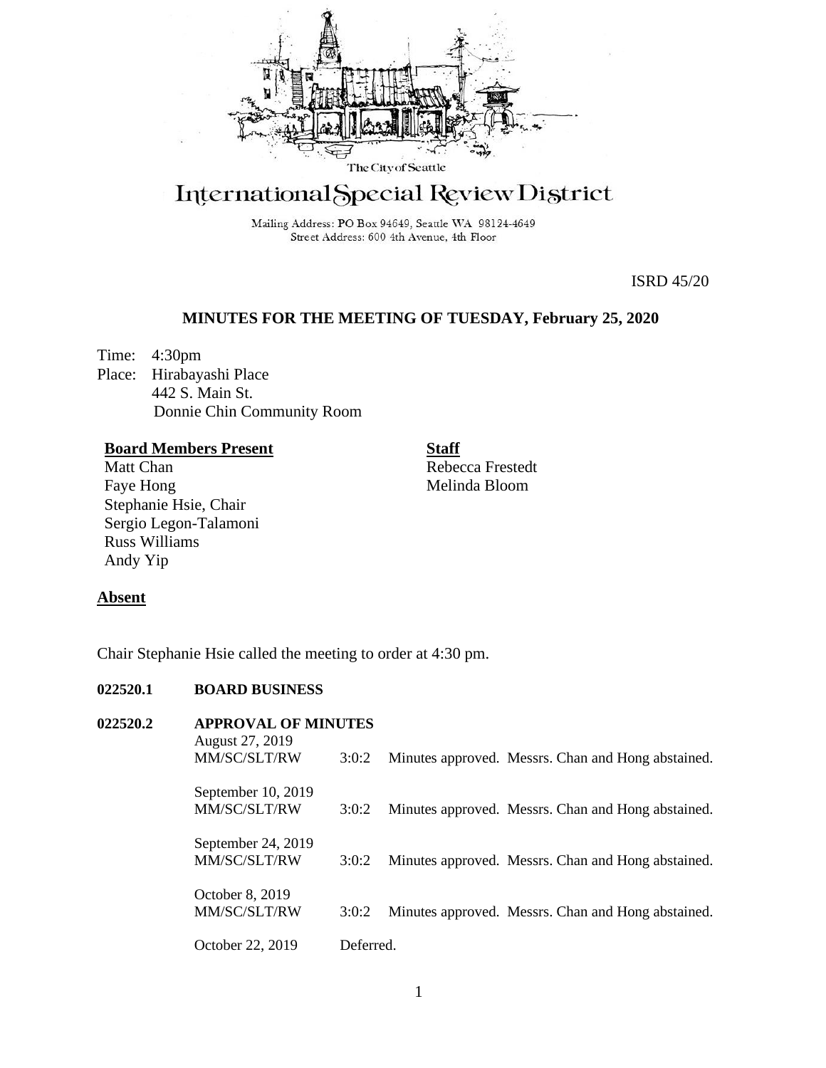The City of Seattle

# International Special Review District

Mailing Address: PO Box 94649, Seattle WA 98124-4649
Street Address: 600 4th Avenue, 4th Floor

ISRD 45/20

## MINUTES FOR THE MEETING OF TUESDAY, February 25, 2020

Time: 4:30pm
Place: Hirabayashi Place
442 S. Main St.
Donnie Chin Community Room

**Board Members Present**
Matt Chan
Faye Hong
Stephanie Hsie, Chair
Sergio Legon-Talamoni
Russ Williams
Andy Yip

**Staff**
Rebecca Frestedt
Melinda Bloom

**Absent**

Chair Stephanie Hsie called the meeting to order at 4:30 pm.

**022520.1 BOARD BUSINESS**

**022520.2 APPROVAL OF MINUTES**

August 27, 2019
MM/SC/SLT/RW 3:0:2 Minutes approved. Messrs. Chan and Hong abstained.

September 10, 2019
MM/SC/SLT/RW 3:0:2 Minutes approved. Messrs. Chan and Hong abstained.

September 24, 2019
MM/SC/SLT/RW 3:0:2 Minutes approved. Messrs. Chan and Hong abstained.

October 8, 2019
MM/SC/SLT/RW 3:0:2 Minutes approved. Messrs. Chan and Hong abstained.

October 22, 2019 Deferred.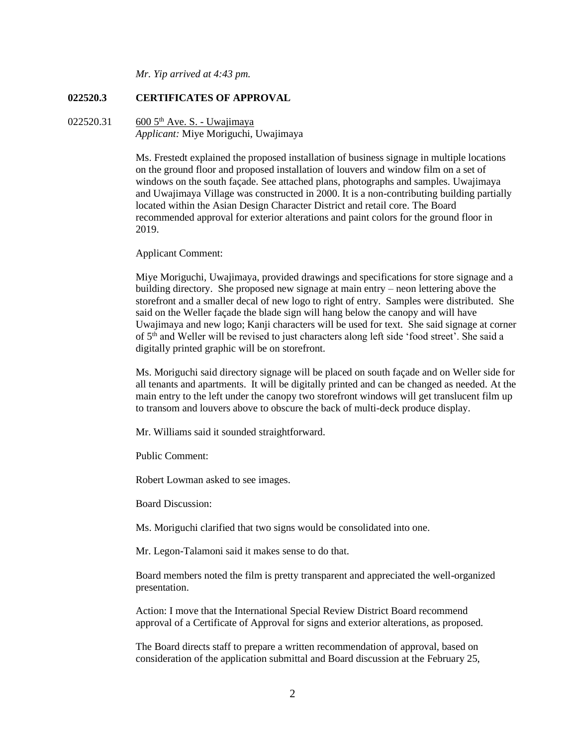*Mr. Yip arrived at 4:43 pm.*

**022520.3 CERTIFICATES OF APPROVAL**

022520.31 600 5th Ave. S. - Uwajimaya
*Applicant:* Miye Moriguchi, Uwajimaya

Ms. Frestedt explained the proposed installation of business signage in multiple locations on the ground floor and proposed installation of louvers and window film on a set of windows on the south façade. See attached plans, photographs and samples. Uwajimaya and Uwajimaya Village was constructed in 2000. It is a non-contributing building partially located within the Asian Design Character District and retail core. The Board recommended approval for exterior alterations and paint colors for the ground floor in 2019.

Applicant Comment:

Miye Moriguchi, Uwajimaya, provided drawings and specifications for store signage and a building directory. She proposed new signage at main entry – neon lettering above the storefront and a smaller decal of new logo to right of entry. Samples were distributed. She said on the Weller façade the blade sign will hang below the canopy and will have Uwajimaya and new logo; Kanji characters will be used for text. She said signage at corner of 5th and Weller will be revised to just characters along left side 'food street'. She said a digitally printed graphic will be on storefront.

Ms. Moriguchi said directory signage will be placed on south façade and on Weller side for all tenants and apartments. It will be digitally printed and can be changed as needed. At the main entry to the left under the canopy two storefront windows will get translucent film up to transom and louvers above to obscure the back of multi-deck produce display.

Mr. Williams said it sounded straightforward.

Public Comment:

Robert Lowman asked to see images.

Board Discussion:

Ms. Moriguchi clarified that two signs would be consolidated into one.

Mr. Legon-Talamoni said it makes sense to do that.

Board members noted the film is pretty transparent and appreciated the well-organized presentation.

Action: I move that the International Special Review District Board recommend approval of a Certificate of Approval for signs and exterior alterations, as proposed.

The Board directs staff to prepare a written recommendation of approval, based on consideration of the application submittal and Board discussion at the February 25,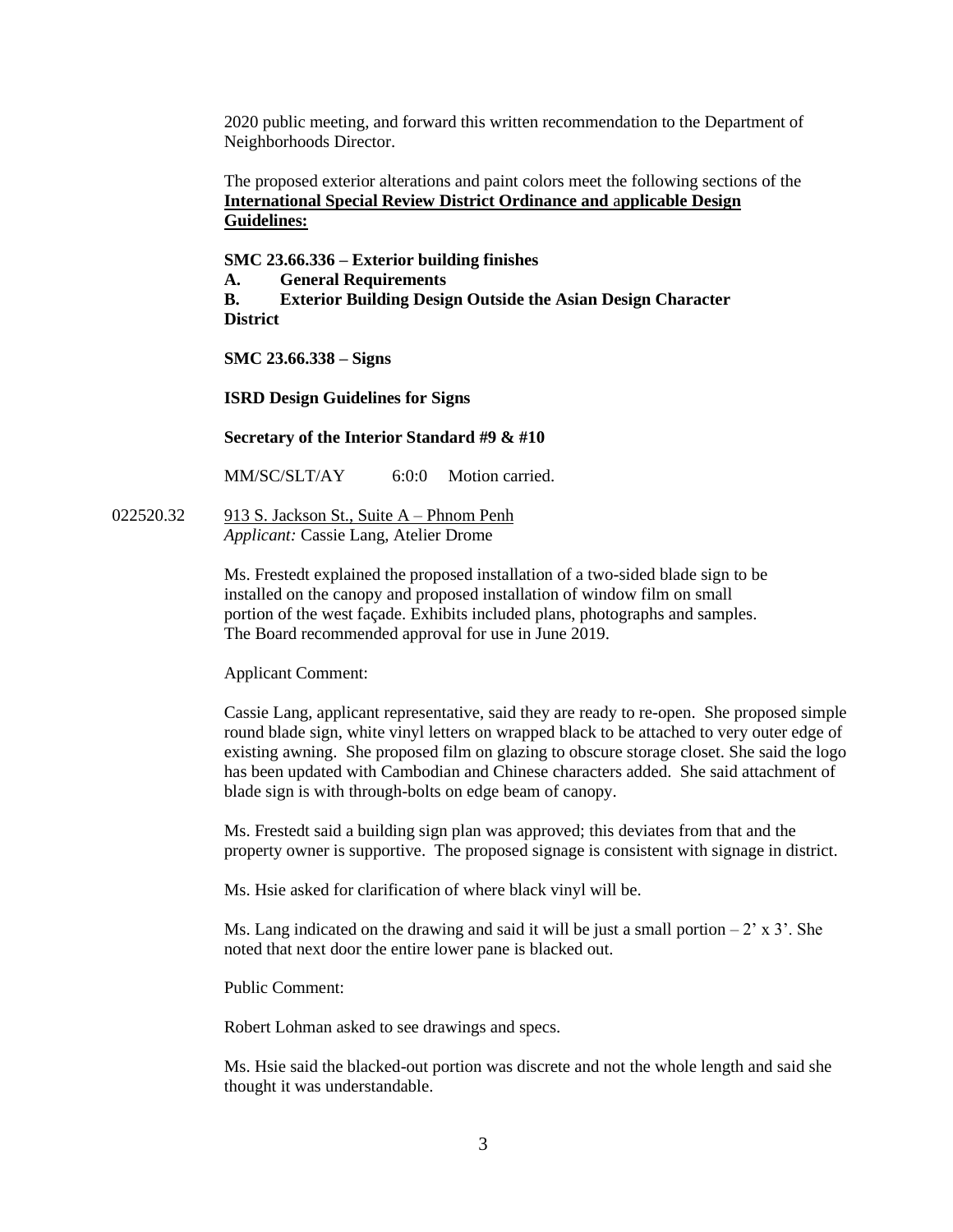2020 public meeting, and forward this written recommendation to the Department of Neighborhoods Director.

The proposed exterior alterations and paint colors meet the following sections of the **International Special Review District Ordinance and applicable Design Guidelines:**

**SMC 23.66.336 – Exterior building finishes**
**A. General Requirements**
**B. Exterior Building Design Outside the Asian Design Character District**

**SMC 23.66.338 – Signs**

**ISRD Design Guidelines for Signs**

**Secretary of the Interior Standard #9 & #10**

MM/SC/SLT/AY 6:0:0 Motion carried.

022520.32 913 S. Jackson St., Suite A – Phnom Penh
*Applicant:* Cassie Lang, Atelier Drome

Ms. Frestedt explained the proposed installation of a two-sided blade sign to be installed on the canopy and proposed installation of window film on small portion of the west façade. Exhibits included plans, photographs and samples. The Board recommended approval for use in June 2019.

Applicant Comment:

Cassie Lang, applicant representative, said they are ready to re-open. She proposed simple round blade sign, white vinyl letters on wrapped black to be attached to very outer edge of existing awning. She proposed film on glazing to obscure storage closet. She said the logo has been updated with Cambodian and Chinese characters added. She said attachment of blade sign is with through-bolts on edge beam of canopy.

Ms. Frestedt said a building sign plan was approved; this deviates from that and the property owner is supportive. The proposed signage is consistent with signage in district.

Ms. Hsie asked for clarification of where black vinyl will be.

Ms. Lang indicated on the drawing and said it will be just a small portion – 2' x 3'. She noted that next door the entire lower pane is blacked out.

Public Comment:

Robert Lohman asked to see drawings and specs.

Ms. Hsie said the blacked-out portion was discrete and not the whole length and said she thought it was understandable.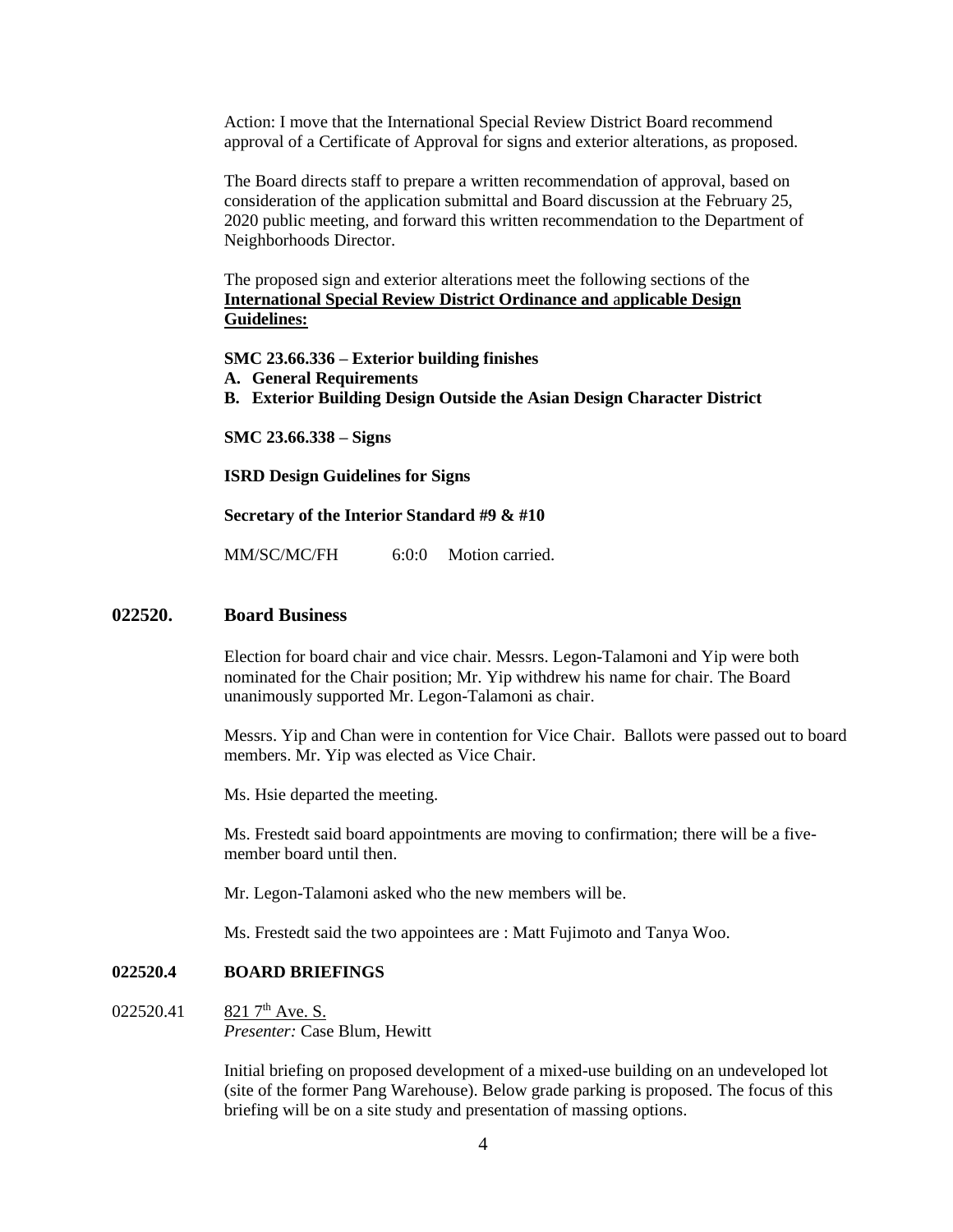Action: I move that the International Special Review District Board recommend approval of a Certificate of Approval for signs and exterior alterations, as proposed.

The Board directs staff to prepare a written recommendation of approval, based on consideration of the application submittal and Board discussion at the February 25, 2020 public meeting, and forward this written recommendation to the Department of Neighborhoods Director.

The proposed sign and exterior alterations meet the following sections of the **International Special Review District Ordinance and applicable Design Guidelines:**

**SMC 23.66.336 – Exterior building finishes**

**A. General Requirements**

**B. Exterior Building Design Outside the Asian Design Character District**

**SMC 23.66.338 – Signs**

**ISRD Design Guidelines for Signs**

**Secretary of the Interior Standard #9 & #10**

MM/SC/MC/FH 6:0:0 Motion carried.

## 022520. Board Business

Election for board chair and vice chair. Messrs. Legon-Talamoni and Yip were both nominated for the Chair position; Mr. Yip withdrew his name for chair. The Board unanimously supported Mr. Legon-Talamoni as chair.

Messrs. Yip and Chan were in contention for Vice Chair. Ballots were passed out to board members. Mr. Yip was elected as Vice Chair.

Ms. Hsie departed the meeting.

Ms. Frestedt said board appointments are moving to confirmation; there will be a five-member board until then.

Mr. Legon-Talamoni asked who the new members will be.

Ms. Frestedt said the two appointees are : Matt Fujimoto and Tanya Woo.

## 022520.4 BOARD BRIEFINGS

022520.41 821 7th Ave. S.

*Presenter:* Case Blum, Hewitt

Initial briefing on proposed development of a mixed-use building on an undeveloped lot (site of the former Pang Warehouse). Below grade parking is proposed. The focus of this briefing will be on a site study and presentation of massing options.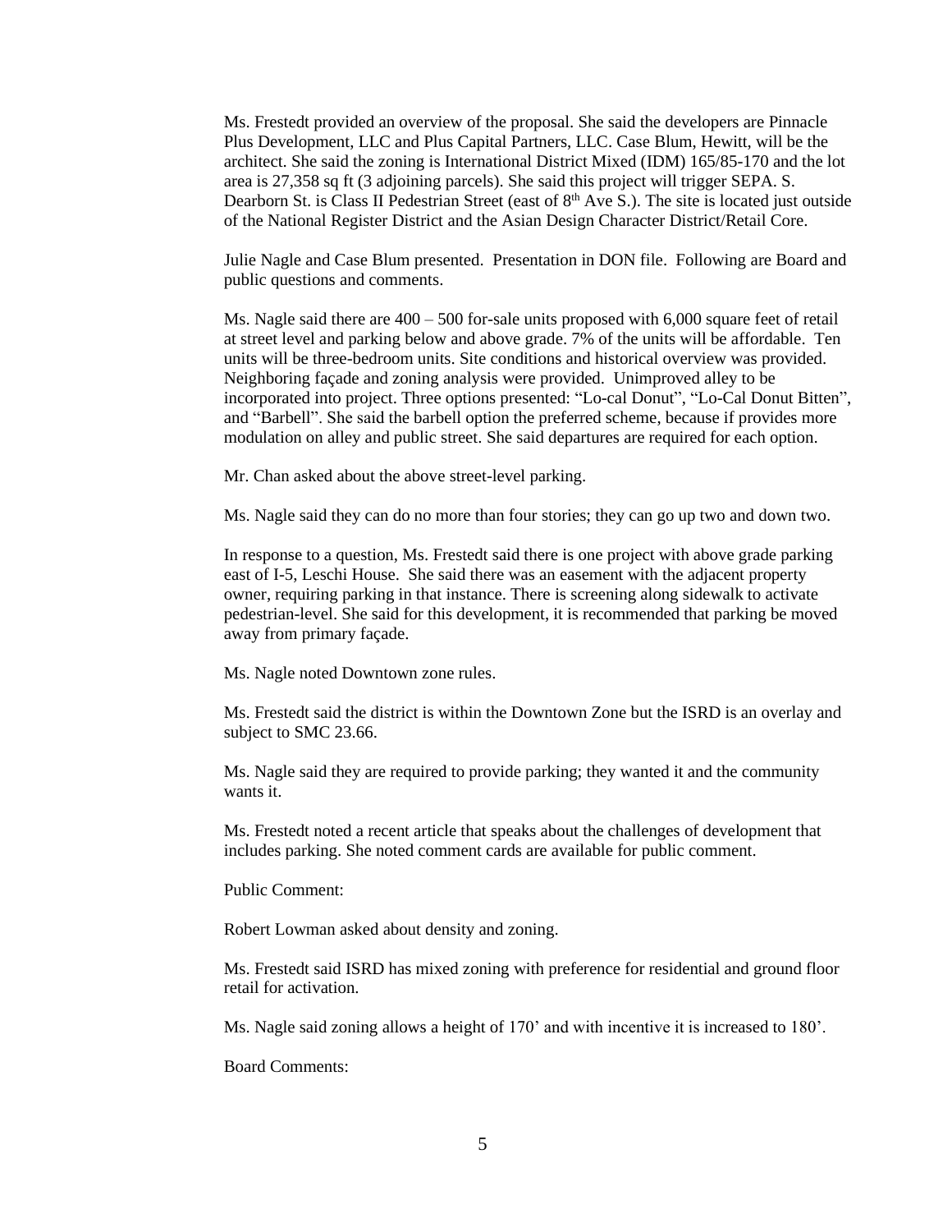Ms. Frestedt provided an overview of the proposal. She said the developers are Pinnacle Plus Development, LLC and Plus Capital Partners, LLC. Case Blum, Hewitt, will be the architect. She said the zoning is International District Mixed (IDM) 165/85-170 and the lot area is 27,358 sq ft (3 adjoining parcels). She said this project will trigger SEPA. S. Dearborn St. is Class II Pedestrian Street (east of 8th Ave S.). The site is located just outside of the National Register District and the Asian Design Character District/Retail Core.

Julie Nagle and Case Blum presented. Presentation in DON file. Following are Board and public questions and comments.

Ms. Nagle said there are 400 – 500 for-sale units proposed with 6,000 square feet of retail at street level and parking below and above grade. 7% of the units will be affordable. Ten units will be three-bedroom units. Site conditions and historical overview was provided. Neighboring façade and zoning analysis were provided. Unimproved alley to be incorporated into project. Three options presented: "Lo-cal Donut", "Lo-Cal Donut Bitten", and "Barbell". She said the barbell option the preferred scheme, because if provides more modulation on alley and public street. She said departures are required for each option.

Mr. Chan asked about the above street-level parking.

Ms. Nagle said they can do no more than four stories; they can go up two and down two.

In response to a question, Ms. Frestedt said there is one project with above grade parking east of I-5, Leschi House. She said there was an easement with the adjacent property owner, requiring parking in that instance. There is screening along sidewalk to activate pedestrian-level. She said for this development, it is recommended that parking be moved away from primary façade.

Ms. Nagle noted Downtown zone rules.

Ms. Frestedt said the district is within the Downtown Zone but the ISRD is an overlay and subject to SMC 23.66.

Ms. Nagle said they are required to provide parking; they wanted it and the community wants it.

Ms. Frestedt noted a recent article that speaks about the challenges of development that includes parking. She noted comment cards are available for public comment.

Public Comment:

Robert Lowman asked about density and zoning.

Ms. Frestedt said ISRD has mixed zoning with preference for residential and ground floor retail for activation.

Ms. Nagle said zoning allows a height of 170' and with incentive it is increased to 180'.

Board Comments: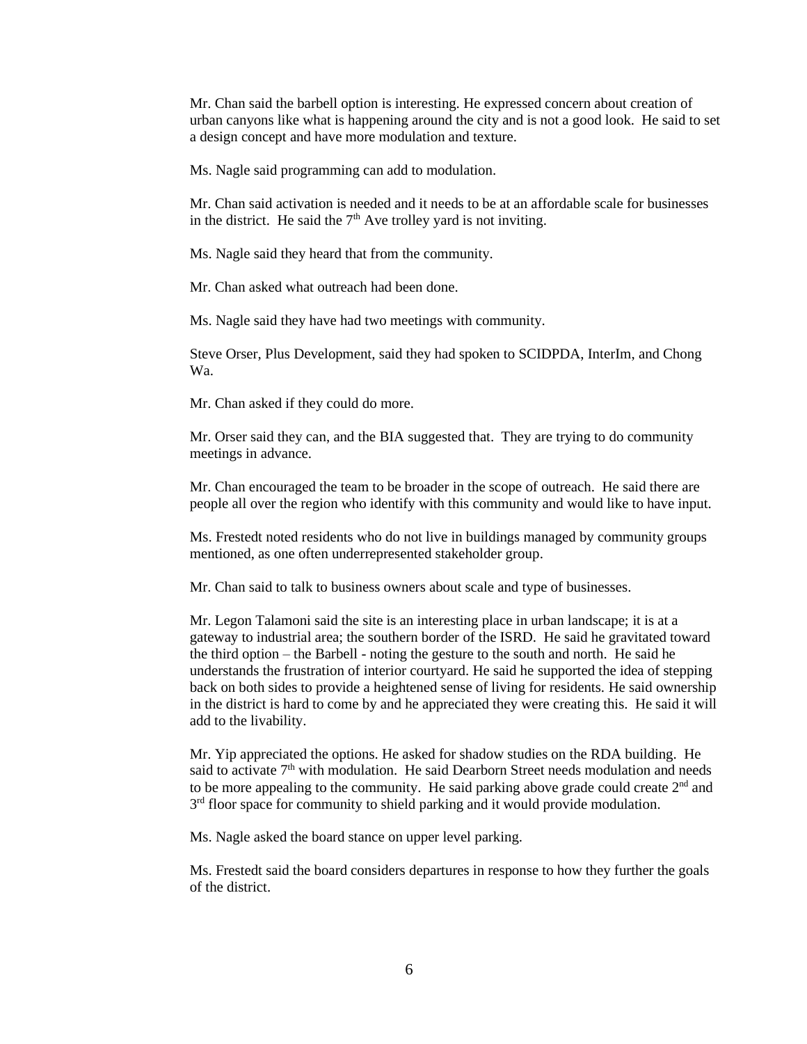Mr. Chan said the barbell option is interesting. He expressed concern about creation of urban canyons like what is happening around the city and is not a good look. He said to set a design concept and have more modulation and texture.

Ms. Nagle said programming can add to modulation.

Mr. Chan said activation is needed and it needs to be at an affordable scale for businesses in the district. He said the 7th Ave trolley yard is not inviting.

Ms. Nagle said they heard that from the community.

Mr. Chan asked what outreach had been done.

Ms. Nagle said they have had two meetings with community.

Steve Orser, Plus Development, said they had spoken to SCIDPDA, InterIm, and Chong Wa.

Mr. Chan asked if they could do more.

Mr. Orser said they can, and the BIA suggested that. They are trying to do community meetings in advance.

Mr. Chan encouraged the team to be broader in the scope of outreach. He said there are people all over the region who identify with this community and would like to have input.

Ms. Frestedt noted residents who do not live in buildings managed by community groups mentioned, as one often underrepresented stakeholder group.

Mr. Chan said to talk to business owners about scale and type of businesses.

Mr. Legon Talamoni said the site is an interesting place in urban landscape; it is at a gateway to industrial area; the southern border of the ISRD. He said he gravitated toward the third option – the Barbell - noting the gesture to the south and north. He said he understands the frustration of interior courtyard. He said he supported the idea of stepping back on both sides to provide a heightened sense of living for residents. He said ownership in the district is hard to come by and he appreciated they were creating this. He said it will add to the livability.

Mr. Yip appreciated the options. He asked for shadow studies on the RDA building. He said to activate 7th with modulation. He said Dearborn Street needs modulation and needs to be more appealing to the community. He said parking above grade could create 2nd and 3rd floor space for community to shield parking and it would provide modulation.

Ms. Nagle asked the board stance on upper level parking.

Ms. Frestedt said the board considers departures in response to how they further the goals of the district.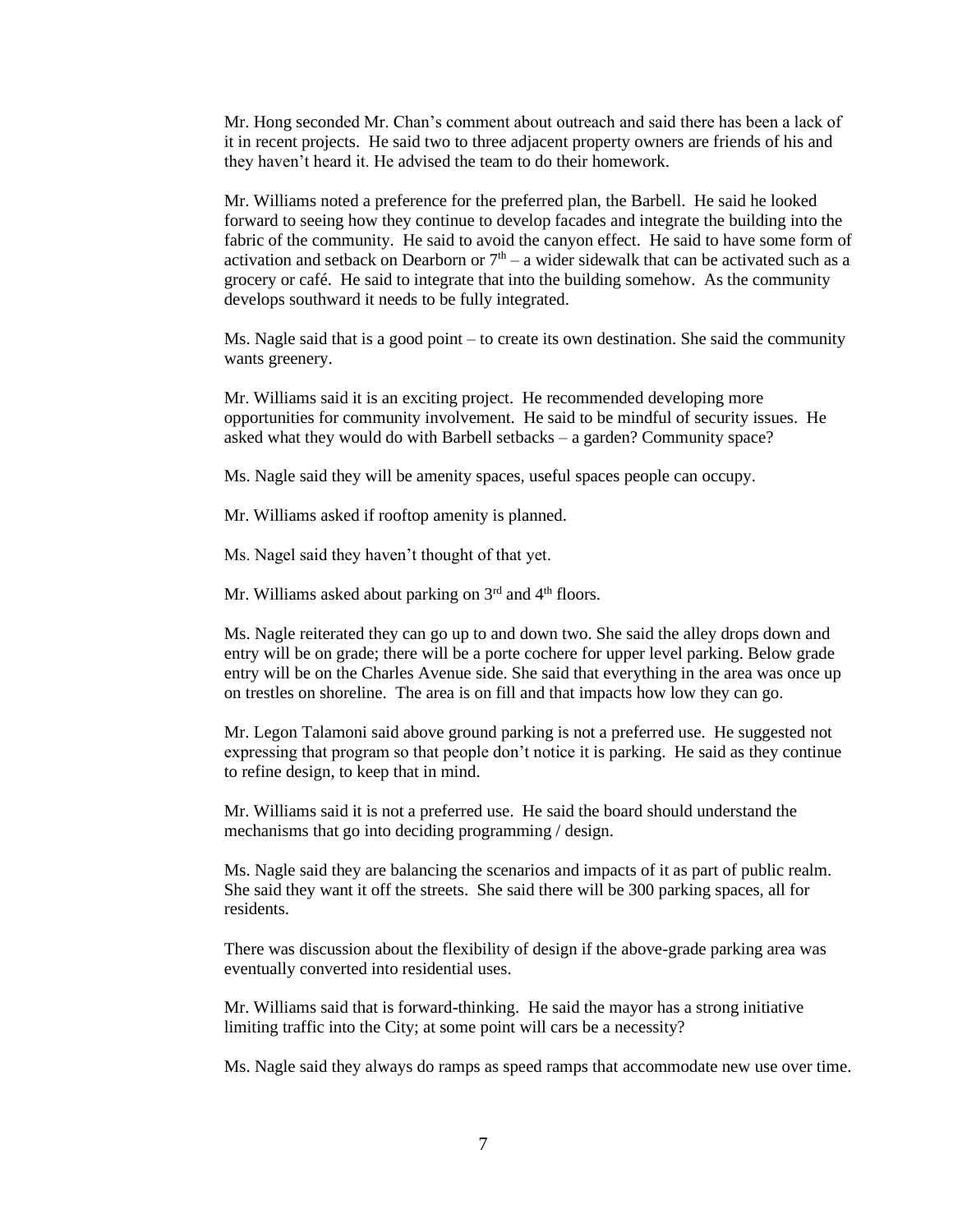Mr. Hong seconded Mr. Chan's comment about outreach and said there has been a lack of it in recent projects. He said two to three adjacent property owners are friends of his and they haven't heard it. He advised the team to do their homework.

Mr. Williams noted a preference for the preferred plan, the Barbell. He said he looked forward to seeing how they continue to develop facades and integrate the building into the fabric of the community. He said to avoid the canyon effect. He said to have some form of activation and setback on Dearborn or 7th – a wider sidewalk that can be activated such as a grocery or café. He said to integrate that into the building somehow. As the community develops southward it needs to be fully integrated.

Ms. Nagle said that is a good point – to create its own destination. She said the community wants greenery.

Mr. Williams said it is an exciting project. He recommended developing more opportunities for community involvement. He said to be mindful of security issues. He asked what they would do with Barbell setbacks – a garden? Community space?

Ms. Nagle said they will be amenity spaces, useful spaces people can occupy.

Mr. Williams asked if rooftop amenity is planned.

Ms. Nagel said they haven't thought of that yet.

Mr. Williams asked about parking on 3rd and 4th floors.

Ms. Nagle reiterated they can go up to and down two. She said the alley drops down and entry will be on grade; there will be a porte cochere for upper level parking. Below grade entry will be on the Charles Avenue side. She said that everything in the area was once up on trestles on shoreline. The area is on fill and that impacts how low they can go.

Mr. Legon Talamoni said above ground parking is not a preferred use. He suggested not expressing that program so that people don't notice it is parking. He said as they continue to refine design, to keep that in mind.

Mr. Williams said it is not a preferred use. He said the board should understand the mechanisms that go into deciding programming / design.

Ms. Nagle said they are balancing the scenarios and impacts of it as part of public realm. She said they want it off the streets. She said there will be 300 parking spaces, all for residents.

There was discussion about the flexibility of design if the above-grade parking area was eventually converted into residential uses.

Mr. Williams said that is forward-thinking. He said the mayor has a strong initiative limiting traffic into the City; at some point will cars be a necessity?

Ms. Nagle said they always do ramps as speed ramps that accommodate new use over time.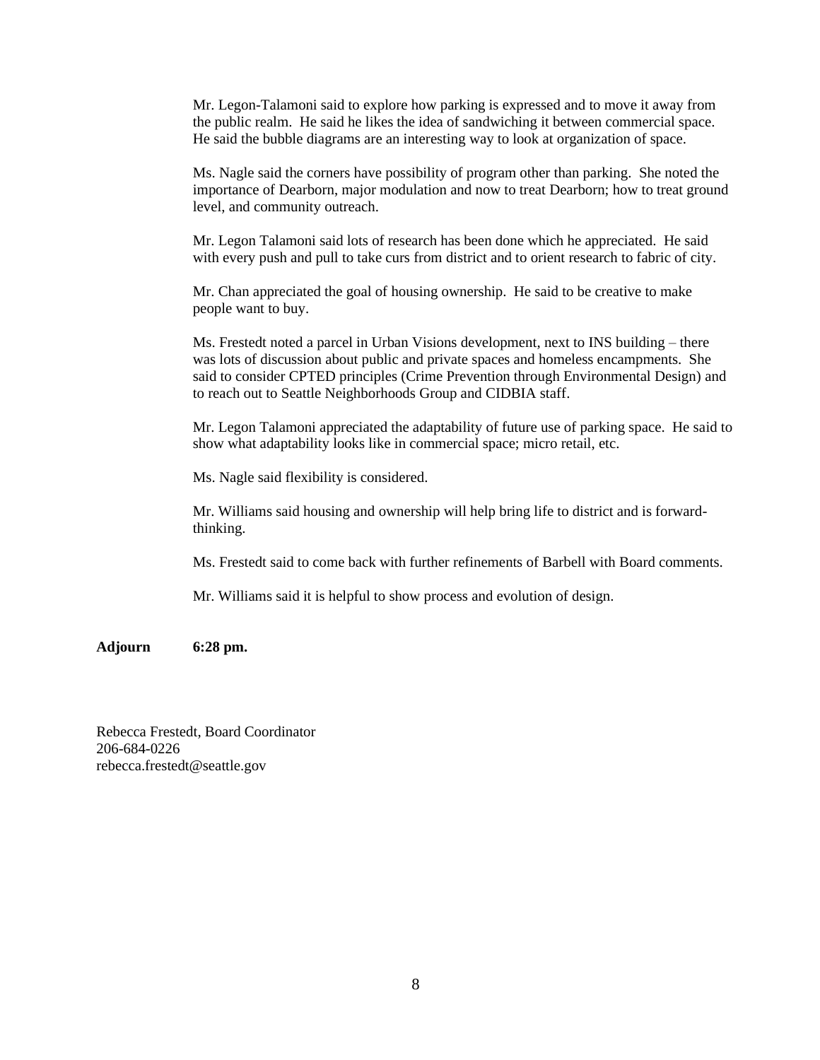Mr. Legon-Talamoni said to explore how parking is expressed and to move it away from the public realm. He said he likes the idea of sandwiching it between commercial space. He said the bubble diagrams are an interesting way to look at organization of space.

Ms. Nagle said the corners have possibility of program other than parking. She noted the importance of Dearborn, major modulation and now to treat Dearborn; how to treat ground level, and community outreach.

Mr. Legon Talamoni said lots of research has been done which he appreciated. He said with every push and pull to take curs from district and to orient research to fabric of city.

Mr. Chan appreciated the goal of housing ownership. He said to be creative to make people want to buy.

Ms. Frestedt noted a parcel in Urban Visions development, next to INS building – there was lots of discussion about public and private spaces and homeless encampments. She said to consider CPTED principles (Crime Prevention through Environmental Design) and to reach out to Seattle Neighborhoods Group and CIDBIA staff.

Mr. Legon Talamoni appreciated the adaptability of future use of parking space. He said to show what adaptability looks like in commercial space; micro retail, etc.

Ms. Nagle said flexibility is considered.

Mr. Williams said housing and ownership will help bring life to district and is forward-thinking.

Ms. Frestedt said to come back with further refinements of Barbell with Board comments.

Mr. Williams said it is helpful to show process and evolution of design.

**Adjourn 6:28 pm.**

Rebecca Frestedt, Board Coordinator
206-684-0226
rebecca.frestedt@seattle.gov